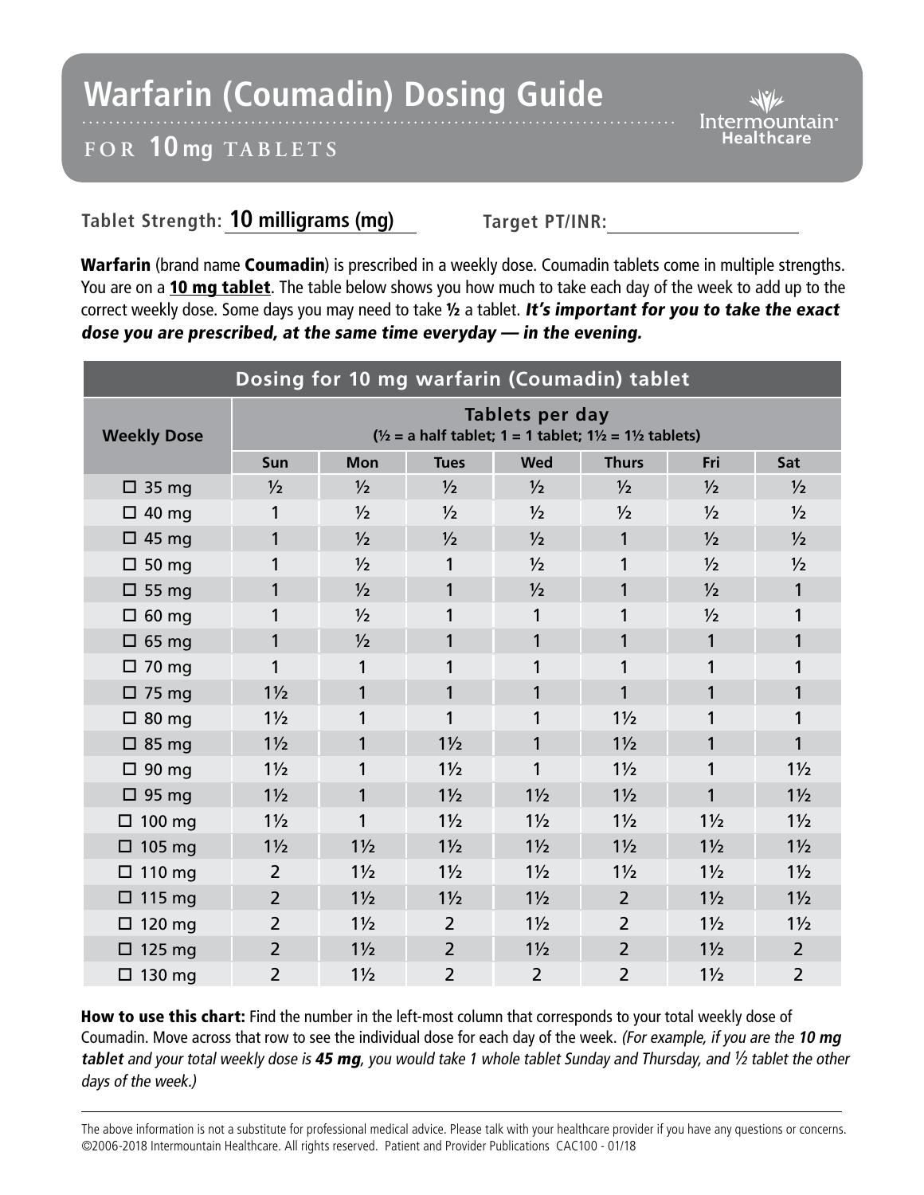# Warfarin (Coumadin) Dosing Guide

## FOR 10 mg TABLETS

Intermountain Healthcare

**Tablet Strength:** 10 milligrams (mg) **Target PT/INR:** ____________

**Warfarin** (brand name **Coumadin**) is prescribed in a weekly dose. Coumadin tablets come in multiple strengths. You are on a **10 mg tablet**. The table below shows you how much to take each day of the week to add up to the correct weekly dose. Some days you may need to take **½** a tablet. ***It's important for you to take the exact dose you are prescribed, at the same time everyday — in the evening.***

**Dosing for 10 mg warfarin (Coumadin) tablet**

| Weekly Dose | Tablets per day (½ = a half tablet; 1 = 1 tablet; 1½ = 1½ tablets) | | | | | | |
|---|---|---|---|---|---|---|---|
| | Sun | Mon | Tues | Wed | Thurs | Fri | Sat |
| ☐ 35 mg | ½ | ½ | ½ | ½ | ½ | ½ | ½ |
| ☐ 40 mg | 1 | ½ | ½ | ½ | ½ | ½ | ½ |
| ☐ 45 mg | 1 | ½ | ½ | ½ | 1 | ½ | ½ |
| ☐ 50 mg | 1 | ½ | 1 | ½ | 1 | ½ | ½ |
| ☐ 55 mg | 1 | ½ | 1 | ½ | 1 | ½ | 1 |
| ☐ 60 mg | 1 | ½ | 1 | 1 | 1 | ½ | 1 |
| ☐ 65 mg | 1 | ½ | 1 | 1 | 1 | 1 | 1 |
| ☐ 70 mg | 1 | 1 | 1 | 1 | 1 | 1 | 1 |
| ☐ 75 mg | 1½ | 1 | 1 | 1 | 1 | 1 | 1 |
| ☐ 80 mg | 1½ | 1 | 1 | 1 | 1½ | 1 | 1 |
| ☐ 85 mg | 1½ | 1 | 1½ | 1 | 1½ | 1 | 1 |
| ☐ 90 mg | 1½ | 1 | 1½ | 1 | 1½ | 1 | 1½ |
| ☐ 95 mg | 1½ | 1 | 1½ | 1½ | 1½ | 1 | 1½ |
| ☐ 100 mg | 1½ | 1 | 1½ | 1½ | 1½ | 1½ | 1½ |
| ☐ 105 mg | 1½ | 1½ | 1½ | 1½ | 1½ | 1½ | 1½ |
| ☐ 110 mg | 2 | 1½ | 1½ | 1½ | 1½ | 1½ | 1½ |
| ☐ 115 mg | 2 | 1½ | 1½ | 1½ | 2 | 1½ | 1½ |
| ☐ 120 mg | 2 | 1½ | 2 | 1½ | 2 | 1½ | 1½ |
| ☐ 125 mg | 2 | 1½ | 2 | 1½ | 2 | 1½ | 2 |
| ☐ 130 mg | 2 | 1½ | 2 | 2 | 2 | 1½ | 2 |

**How to use this chart:** Find the number in the left-most column that corresponds to your total weekly dose of Coumadin. Move across that row to see the individual dose for each day of the week. *(For example, if you are the **10 mg tablet** and your total weekly dose is **45 mg**, you would take 1 whole tablet Sunday and Thursday, and ½ tablet the other days of the week.)*

The above information is not a substitute for professional medical advice. Please talk with your healthcare provider if you have any questions or concerns. ©2006-2018 Intermountain Healthcare. All rights reserved. Patient and Provider Publications CAC100 - 01/18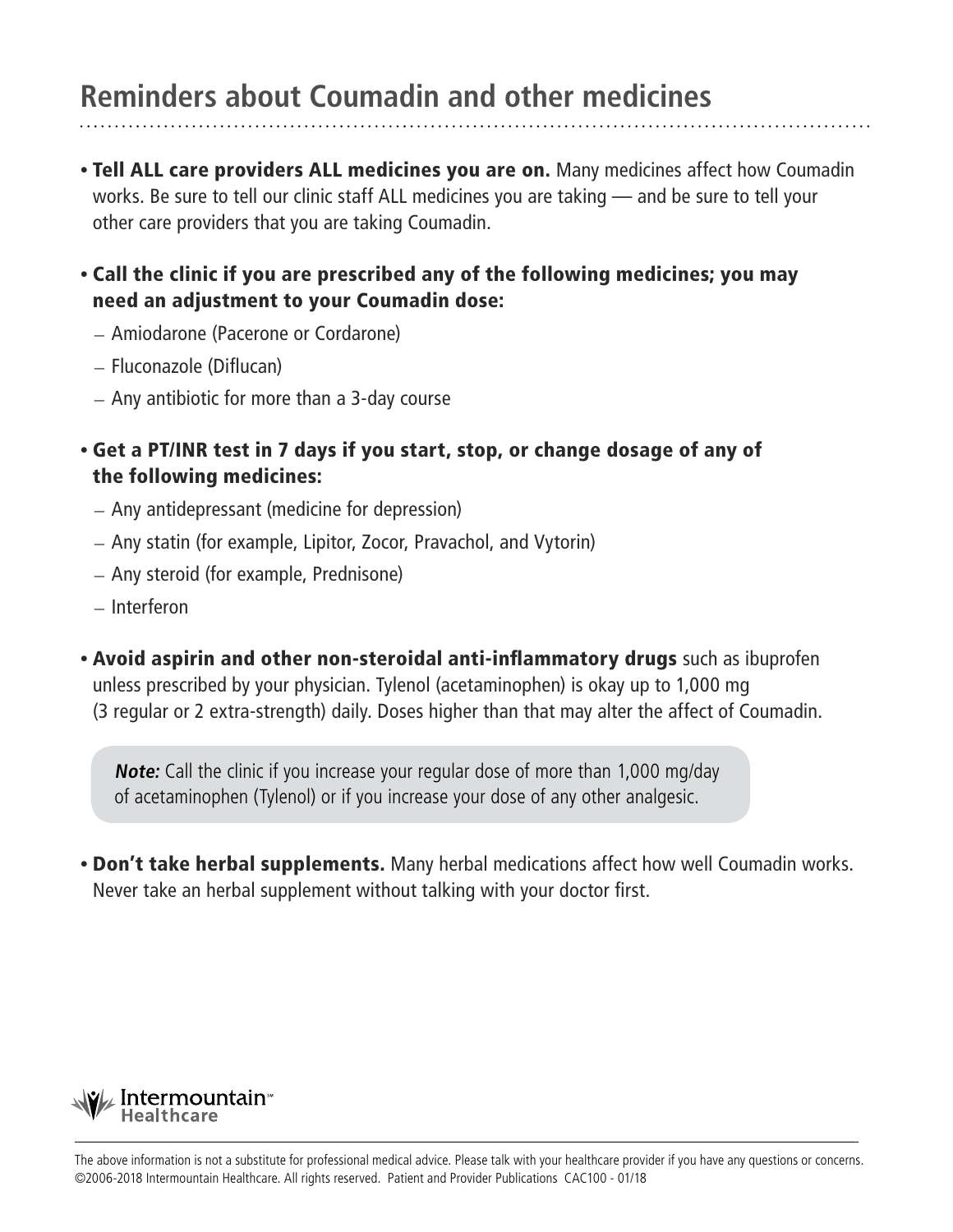## Reminders about Coumadin and other medicines

- **Tell ALL care providers ALL medicines you are on.** Many medicines affect how Coumadin works. Be sure to tell our clinic staff ALL medicines you are taking — and be sure to tell your other care providers that you are taking Coumadin.
- **Call the clinic if you are prescribed any of the following medicines; you may need an adjustment to your Coumadin dose:**
  - Amiodarone (Pacerone or Cordarone)
  - Fluconazole (Diflucan)
  - Any antibiotic for more than a 3-day course
- **Get a PT/INR test in 7 days if you start, stop, or change dosage of any of the following medicines:**
  - Any antidepressant (medicine for depression)
  - Any statin (for example, Lipitor, Zocor, Pravachol, and Vytorin)
  - Any steroid (for example, Prednisone)
  - Interferon
- **Avoid aspirin and other non-steroidal anti-inflammatory drugs** such as ibuprofen unless prescribed by your physician. Tylenol (acetaminophen) is okay up to 1,000 mg (3 regular or 2 extra-strength) daily. Doses higher than that may alter the affect of Coumadin.

> ***Note:*** Call the clinic if you increase your regular dose of more than 1,000 mg/day of acetaminophen (Tylenol) or if you increase your dose of any other analgesic.

- **Don't take herbal supplements.** Many herbal medications affect how well Coumadin works. Never take an herbal supplement without talking with your doctor first.

Intermountain Healthcare

The above information is not a substitute for professional medical advice. Please talk with your healthcare provider if you have any questions or concerns. ©2006-2018 Intermountain Healthcare. All rights reserved. Patient and Provider Publications CAC100 - 01/18